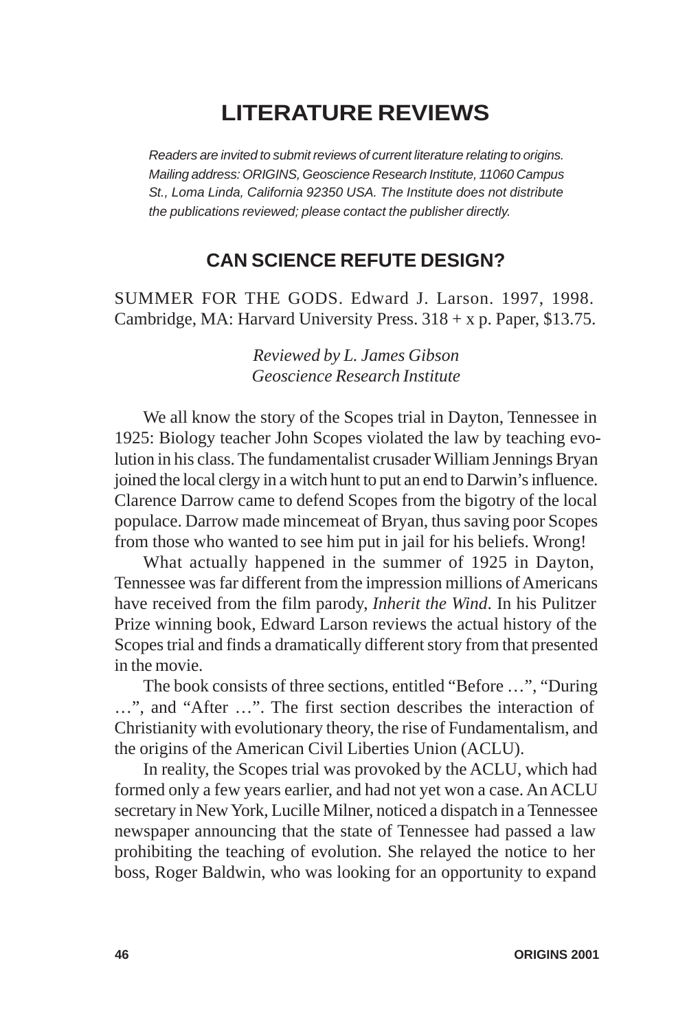# LITERATURE REVIEWS

*Readers are invited to submit reviews of current literature relating to origins. Mailing address: ORIGINS, Geoscience Research Institute, 11060 Campus St., Loma Linda, California 92350 USA. The Institute does not distribute the publications reviewed; please contact the publisher directly.*

## CAN SCIENCE REFUTE DESIGN?

SUMMER FOR THE GODS. Edward J. Larson. 1997, 1998. Cambridge, MA: Harvard University Press. 318 + x p. Paper, $13.75.

*Reviewed by L. James Gibson*
*Geoscience Research Institute*

We all know the story of the Scopes trial in Dayton, Tennessee in 1925: Biology teacher John Scopes violated the law by teaching evolution in his class. The fundamentalist crusader William Jennings Bryan joined the local clergy in a witch hunt to put an end to Darwin's influence. Clarence Darrow came to defend Scopes from the bigotry of the local populace. Darrow made mincemeat of Bryan, thus saving poor Scopes from those who wanted to see him put in jail for his beliefs. Wrong!

What actually happened in the summer of 1925 in Dayton, Tennessee was far different from the impression millions of Americans have received from the film parody, *Inherit the Wind*. In his Pulitzer Prize winning book, Edward Larson reviews the actual history of the Scopes trial and finds a dramatically different story from that presented in the movie.

The book consists of three sections, entitled "Before …", "During …", and "After …". The first section describes the interaction of Christianity with evolutionary theory, the rise of Fundamentalism, and the origins of the American Civil Liberties Union (ACLU).

In reality, the Scopes trial was provoked by the ACLU, which had formed only a few years earlier, and had not yet won a case. An ACLU secretary in New York, Lucille Milner, noticed a dispatch in a Tennessee newspaper announcing that the state of Tennessee had passed a law prohibiting the teaching of evolution. She relayed the notice to her boss, Roger Baldwin, who was looking for an opportunity to expand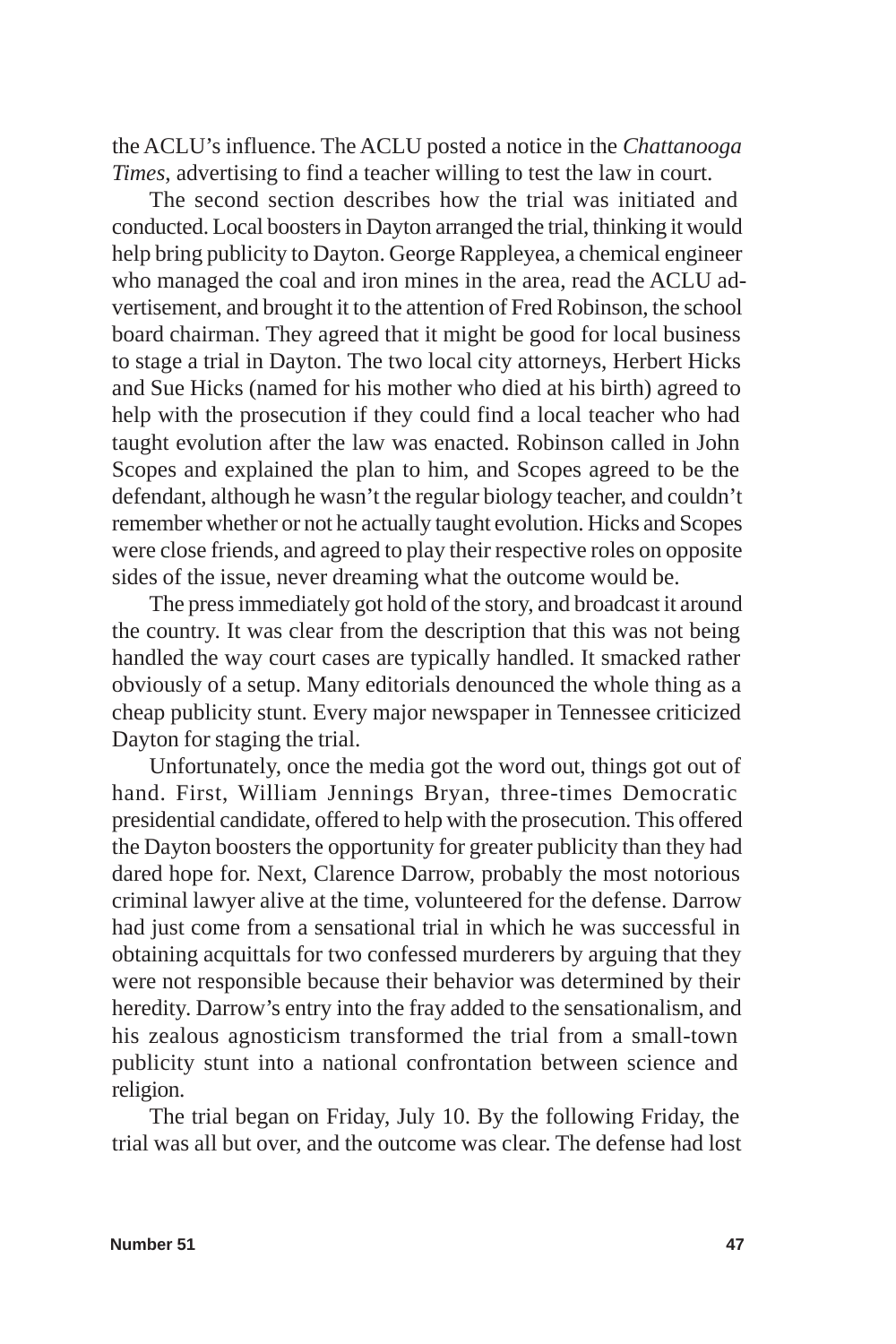the ACLU's influence. The ACLU posted a notice in the *Chattanooga Times*, advertising to find a teacher willing to test the law in court.

The second section describes how the trial was initiated and conducted. Local boosters in Dayton arranged the trial, thinking it would help bring publicity to Dayton. George Rappleyea, a chemical engineer who managed the coal and iron mines in the area, read the ACLU advertisement, and brought it to the attention of Fred Robinson, the school board chairman. They agreed that it might be good for local business to stage a trial in Dayton. The two local city attorneys, Herbert Hicks and Sue Hicks (named for his mother who died at his birth) agreed to help with the prosecution if they could find a local teacher who had taught evolution after the law was enacted. Robinson called in John Scopes and explained the plan to him, and Scopes agreed to be the defendant, although he wasn't the regular biology teacher, and couldn't remember whether or not he actually taught evolution. Hicks and Scopes were close friends, and agreed to play their respective roles on opposite sides of the issue, never dreaming what the outcome would be.

The press immediately got hold of the story, and broadcast it around the country. It was clear from the description that this was not being handled the way court cases are typically handled. It smacked rather obviously of a setup. Many editorials denounced the whole thing as a cheap publicity stunt. Every major newspaper in Tennessee criticized Dayton for staging the trial.

Unfortunately, once the media got the word out, things got out of hand. First, William Jennings Bryan, three-times Democratic presidential candidate, offered to help with the prosecution. This offered the Dayton boosters the opportunity for greater publicity than they had dared hope for. Next, Clarence Darrow, probably the most notorious criminal lawyer alive at the time, volunteered for the defense. Darrow had just come from a sensational trial in which he was successful in obtaining acquittals for two confessed murderers by arguing that they were not responsible because their behavior was determined by their heredity. Darrow's entry into the fray added to the sensationalism, and his zealous agnosticism transformed the trial from a small-town publicity stunt into a national confrontation between science and religion.

The trial began on Friday, July 10. By the following Friday, the trial was all but over, and the outcome was clear. The defense had lost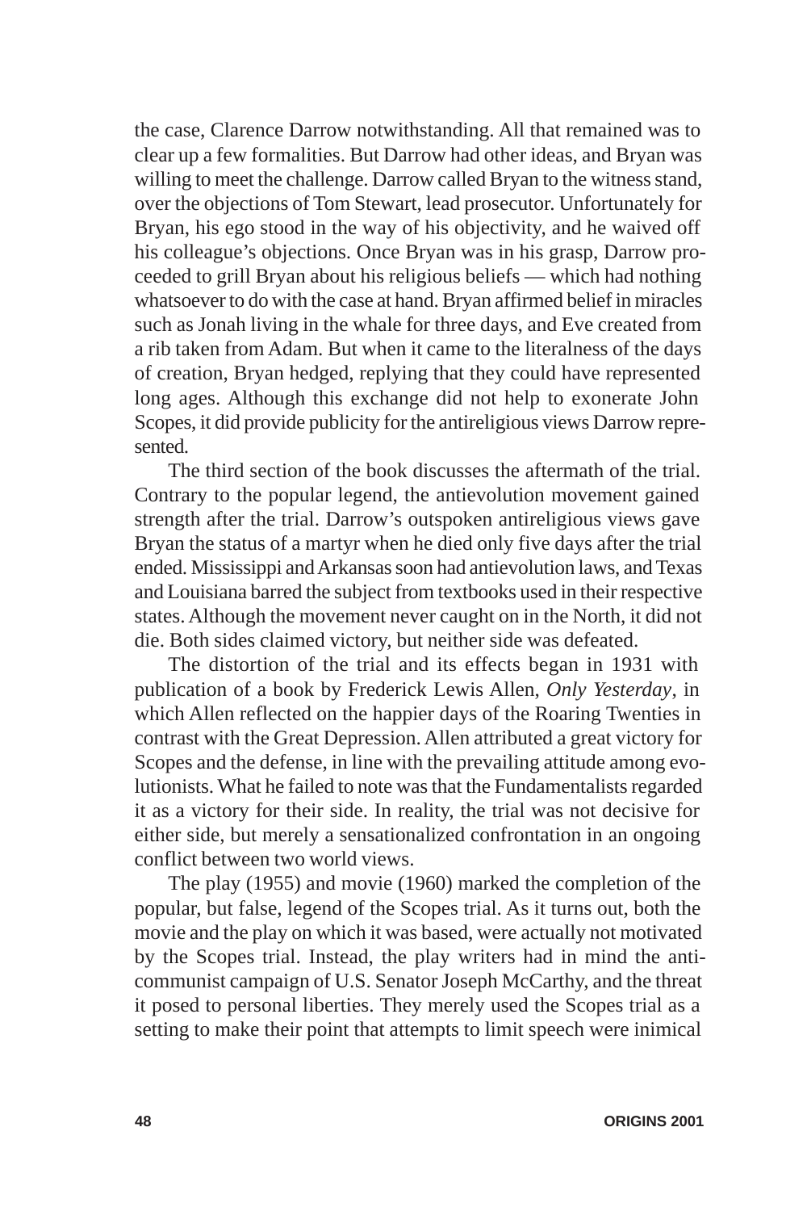the case, Clarence Darrow notwithstanding. All that remained was to clear up a few formalities. But Darrow had other ideas, and Bryan was willing to meet the challenge. Darrow called Bryan to the witness stand, over the objections of Tom Stewart, lead prosecutor. Unfortunately for Bryan, his ego stood in the way of his objectivity, and he waived off his colleague's objections. Once Bryan was in his grasp, Darrow proceeded to grill Bryan about his religious beliefs — which had nothing whatsoever to do with the case at hand. Bryan affirmed belief in miracles such as Jonah living in the whale for three days, and Eve created from a rib taken from Adam. But when it came to the literalness of the days of creation, Bryan hedged, replying that they could have represented long ages. Although this exchange did not help to exonerate John Scopes, it did provide publicity for the antireligious views Darrow represented.

The third section of the book discusses the aftermath of the trial. Contrary to the popular legend, the antievolution movement gained strength after the trial. Darrow's outspoken antireligious views gave Bryan the status of a martyr when he died only five days after the trial ended. Mississippi and Arkansas soon had antievolution laws, and Texas and Louisiana barred the subject from textbooks used in their respective states. Although the movement never caught on in the North, it did not die. Both sides claimed victory, but neither side was defeated.

The distortion of the trial and its effects began in 1931 with publication of a book by Frederick Lewis Allen, *Only Yesterday*, in which Allen reflected on the happier days of the Roaring Twenties in contrast with the Great Depression. Allen attributed a great victory for Scopes and the defense, in line with the prevailing attitude among evolutionists. What he failed to note was that the Fundamentalists regarded it as a victory for their side. In reality, the trial was not decisive for either side, but merely a sensationalized confrontation in an ongoing conflict between two world views.

The play (1955) and movie (1960) marked the completion of the popular, but false, legend of the Scopes trial. As it turns out, both the movie and the play on which it was based, were actually not motivated by the Scopes trial. Instead, the play writers had in mind the anti-communist campaign of U.S. Senator Joseph McCarthy, and the threat it posed to personal liberties. They merely used the Scopes trial as a setting to make their point that attempts to limit speech were inimical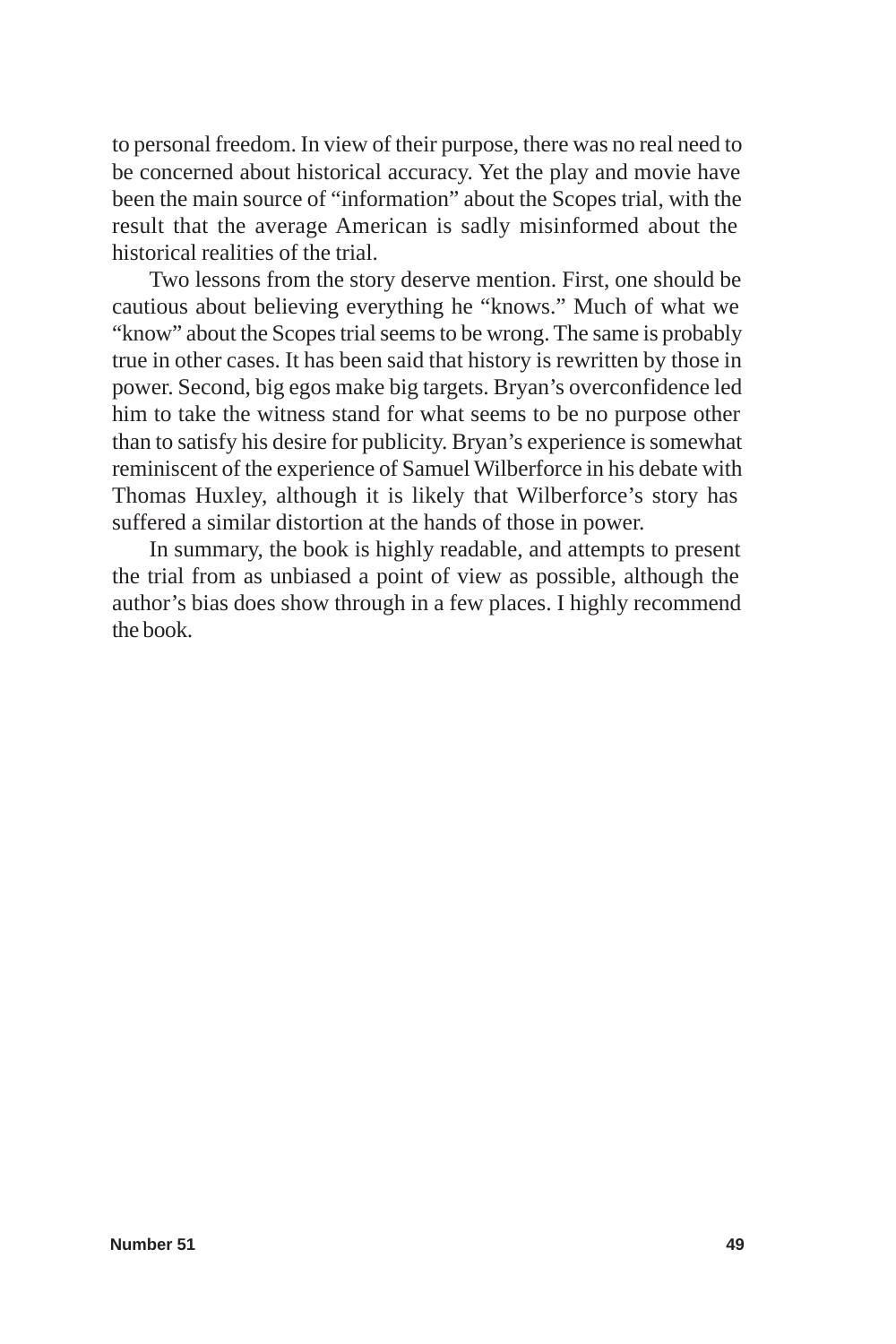to personal freedom. In view of their purpose, there was no real need to be concerned about historical accuracy. Yet the play and movie have been the main source of "information" about the Scopes trial, with the result that the average American is sadly misinformed about the historical realities of the trial.

Two lessons from the story deserve mention. First, one should be cautious about believing everything he "knows." Much of what we "know" about the Scopes trial seems to be wrong. The same is probably true in other cases. It has been said that history is rewritten by those in power. Second, big egos make big targets. Bryan's overconfidence led him to take the witness stand for what seems to be no purpose other than to satisfy his desire for publicity. Bryan's experience is somewhat reminiscent of the experience of Samuel Wilberforce in his debate with Thomas Huxley, although it is likely that Wilberforce's story has suffered a similar distortion at the hands of those in power.

In summary, the book is highly readable, and attempts to present the trial from as unbiased a point of view as possible, although the author's bias does show through in a few places. I highly recommend the book.